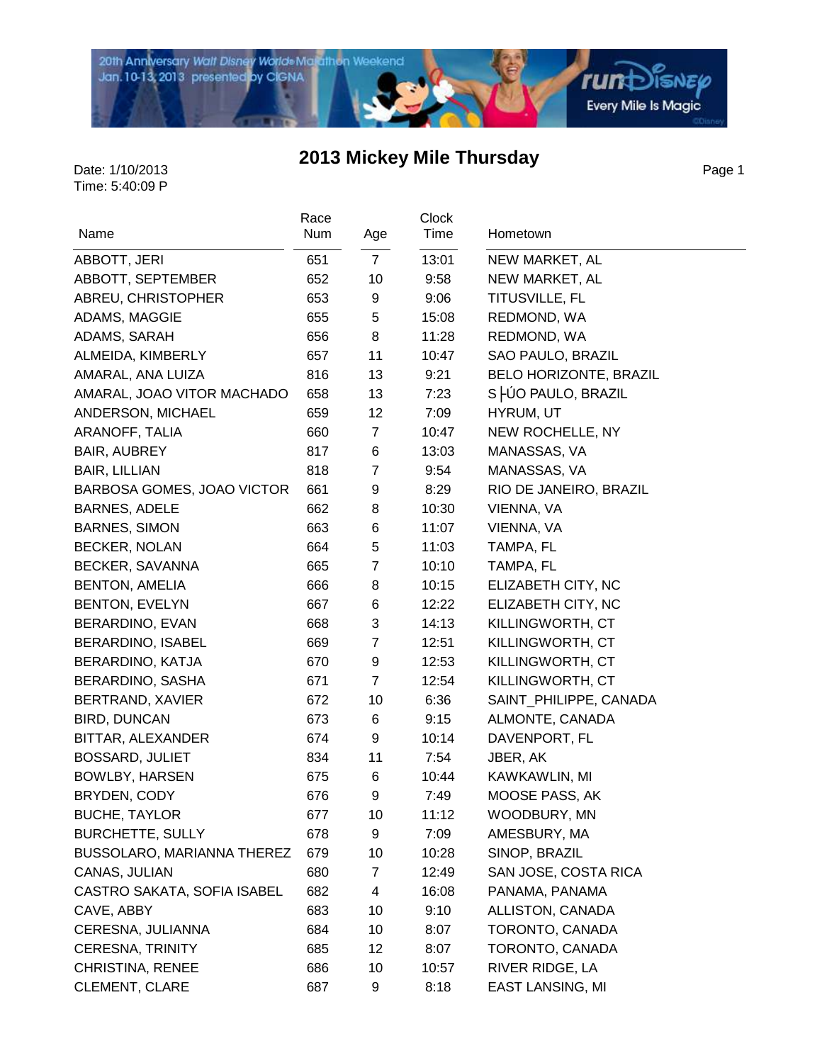# 2013 Mickey Mile Thursday

Date: 1/10/2013
Time: 5:40:09 P

| Name | Race Num | Age | Clock Time | Hometown |
|---|---|---|---|---|
| ABBOTT, JERI | 651 | 7 | 13:01 | NEW MARKET, AL |
| ABBOTT, SEPTEMBER | 652 | 10 | 9:58 | NEW MARKET, AL |
| ABREU, CHRISTOPHER | 653 | 9 | 9:06 | TITUSVILLE, FL |
| ADAMS, MAGGIE | 655 | 5 | 15:08 | REDMOND, WA |
| ADAMS, SARAH | 656 | 8 | 11:28 | REDMOND, WA |
| ALMEIDA, KIMBERLY | 657 | 11 | 10:47 | SAO PAULO, BRAZIL |
| AMARAL, ANA LUIZA | 816 | 13 | 9:21 | BELO HORIZONTE, BRAZIL |
| AMARAL, JOAO VITOR MACHADO | 658 | 13 | 7:23 | S├ÚO PAULO, BRAZIL |
| ANDERSON, MICHAEL | 659 | 12 | 7:09 | HYRUM, UT |
| ARANOFF, TALIA | 660 | 7 | 10:47 | NEW ROCHELLE, NY |
| BAIR, AUBREY | 817 | 6 | 13:03 | MANASSAS, VA |
| BAIR, LILLIAN | 818 | 7 | 9:54 | MANASSAS, VA |
| BARBOSA GOMES, JOAO VICTOR | 661 | 9 | 8:29 | RIO DE JANEIRO, BRAZIL |
| BARNES, ADELE | 662 | 8 | 10:30 | VIENNA, VA |
| BARNES, SIMON | 663 | 6 | 11:07 | VIENNA, VA |
| BECKER, NOLAN | 664 | 5 | 11:03 | TAMPA, FL |
| BECKER, SAVANNA | 665 | 7 | 10:10 | TAMPA, FL |
| BENTON, AMELIA | 666 | 8 | 10:15 | ELIZABETH CITY, NC |
| BENTON, EVELYN | 667 | 6 | 12:22 | ELIZABETH CITY, NC |
| BERARDINO, EVAN | 668 | 3 | 14:13 | KILLINGWORTH, CT |
| BERARDINO, ISABEL | 669 | 7 | 12:51 | KILLINGWORTH, CT |
| BERARDINO, KATJA | 670 | 9 | 12:53 | KILLINGWORTH, CT |
| BERARDINO, SASHA | 671 | 7 | 12:54 | KILLINGWORTH, CT |
| BERTRAND, XAVIER | 672 | 10 | 6:36 | SAINT_PHILIPPE, CANADA |
| BIRD, DUNCAN | 673 | 6 | 9:15 | ALMONTE, CANADA |
| BITTAR, ALEXANDER | 674 | 9 | 10:14 | DAVENPORT, FL |
| BOSSARD, JULIET | 834 | 11 | 7:54 | JBER, AK |
| BOWLBY, HARSEN | 675 | 6 | 10:44 | KAWKAWLIN, MI |
| BRYDEN, CODY | 676 | 9 | 7:49 | MOOSE PASS, AK |
| BUCHE, TAYLOR | 677 | 10 | 11:12 | WOODBURY, MN |
| BURCHETTE, SULLY | 678 | 9 | 7:09 | AMESBURY, MA |
| BUSSOLARO, MARIANNA THEREZ | 679 | 10 | 10:28 | SINOP, BRAZIL |
| CANAS, JULIAN | 680 | 7 | 12:49 | SAN JOSE, COSTA RICA |
| CASTRO SAKATA, SOFIA ISABEL | 682 | 4 | 16:08 | PANAMA, PANAMA |
| CAVE, ABBY | 683 | 10 | 9:10 | ALLISTON, CANADA |
| CERESNA, JULIANNA | 684 | 10 | 8:07 | TORONTO, CANADA |
| CERESNA, TRINITY | 685 | 12 | 8:07 | TORONTO, CANADA |
| CHRISTINA, RENEE | 686 | 10 | 10:57 | RIVER RIDGE, LA |
| CLEMENT, CLARE | 687 | 9 | 8:18 | EAST LANSING, MI |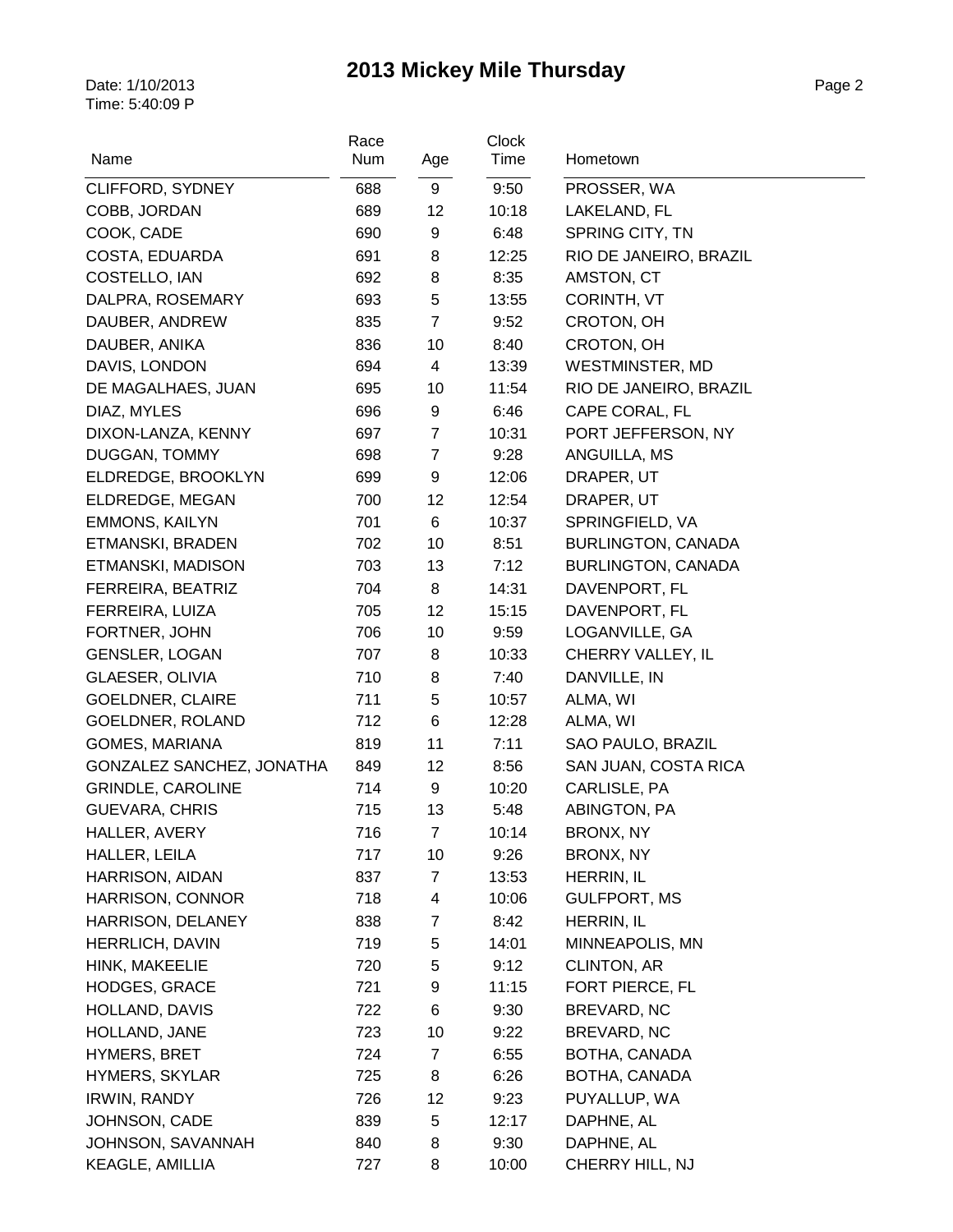# 2013 Mickey Mile Thursday

Date: 1/10/2013
Time: 5:40:09 P

| Name | Race Num | Age | Clock Time | Hometown |
| --- | --- | --- | --- | --- |
| CLIFFORD, SYDNEY | 688 | 9 | 9:50 | PROSSER, WA |
| COBB, JORDAN | 689 | 12 | 10:18 | LAKELAND, FL |
| COOK, CADE | 690 | 9 | 6:48 | SPRING CITY, TN |
| COSTA, EDUARDA | 691 | 8 | 12:25 | RIO DE JANEIRO, BRAZIL |
| COSTELLO, IAN | 692 | 8 | 8:35 | AMSTON, CT |
| DALPRA, ROSEMARY | 693 | 5 | 13:55 | CORINTH, VT |
| DAUBER, ANDREW | 835 | 7 | 9:52 | CROTON, OH |
| DAUBER, ANIKA | 836 | 10 | 8:40 | CROTON, OH |
| DAVIS, LONDON | 694 | 4 | 13:39 | WESTMINSTER, MD |
| DE MAGALHAES, JUAN | 695 | 10 | 11:54 | RIO DE JANEIRO, BRAZIL |
| DIAZ, MYLES | 696 | 9 | 6:46 | CAPE CORAL, FL |
| DIXON-LANZA, KENNY | 697 | 7 | 10:31 | PORT JEFFERSON, NY |
| DUGGAN, TOMMY | 698 | 7 | 9:28 | ANGUILLA, MS |
| ELDREDGE, BROOKLYN | 699 | 9 | 12:06 | DRAPER, UT |
| ELDREDGE, MEGAN | 700 | 12 | 12:54 | DRAPER, UT |
| EMMONS, KAILYN | 701 | 6 | 10:37 | SPRINGFIELD, VA |
| ETMANSKI, BRADEN | 702 | 10 | 8:51 | BURLINGTON, CANADA |
| ETMANSKI, MADISON | 703 | 13 | 7:12 | BURLINGTON, CANADA |
| FERREIRA, BEATRIZ | 704 | 8 | 14:31 | DAVENPORT, FL |
| FERREIRA, LUIZA | 705 | 12 | 15:15 | DAVENPORT, FL |
| FORTNER, JOHN | 706 | 10 | 9:59 | LOGANVILLE, GA |
| GENSLER, LOGAN | 707 | 8 | 10:33 | CHERRY VALLEY, IL |
| GLAESER, OLIVIA | 710 | 8 | 7:40 | DANVILLE, IN |
| GOELDNER, CLAIRE | 711 | 5 | 10:57 | ALMA, WI |
| GOELDNER, ROLAND | 712 | 6 | 12:28 | ALMA, WI |
| GOMES, MARIANA | 819 | 11 | 7:11 | SAO PAULO, BRAZIL |
| GONZALEZ SANCHEZ, JONATHA | 849 | 12 | 8:56 | SAN JUAN, COSTA RICA |
| GRINDLE, CAROLINE | 714 | 9 | 10:20 | CARLISLE, PA |
| GUEVARA, CHRIS | 715 | 13 | 5:48 | ABINGTON, PA |
| HALLER, AVERY | 716 | 7 | 10:14 | BRONX, NY |
| HALLER, LEILA | 717 | 10 | 9:26 | BRONX, NY |
| HARRISON, AIDAN | 837 | 7 | 13:53 | HERRIN, IL |
| HARRISON, CONNOR | 718 | 4 | 10:06 | GULFPORT, MS |
| HARRISON, DELANEY | 838 | 7 | 8:42 | HERRIN, IL |
| HERRLICH, DAVIN | 719 | 5 | 14:01 | MINNEAPOLIS, MN |
| HINK, MAKEELIE | 720 | 5 | 9:12 | CLINTON, AR |
| HODGES, GRACE | 721 | 9 | 11:15 | FORT PIERCE, FL |
| HOLLAND, DAVIS | 722 | 6 | 9:30 | BREVARD, NC |
| HOLLAND, JANE | 723 | 10 | 9:22 | BREVARD, NC |
| HYMERS, BRET | 724 | 7 | 6:55 | BOTHA, CANADA |
| HYMERS, SKYLAR | 725 | 8 | 6:26 | BOTHA, CANADA |
| IRWIN, RANDY | 726 | 12 | 9:23 | PUYALLUP, WA |
| JOHNSON, CADE | 839 | 5 | 12:17 | DAPHNE, AL |
| JOHNSON, SAVANNAH | 840 | 8 | 9:30 | DAPHNE, AL |
| KEAGLE, AMILLIA | 727 | 8 | 10:00 | CHERRY HILL, NJ |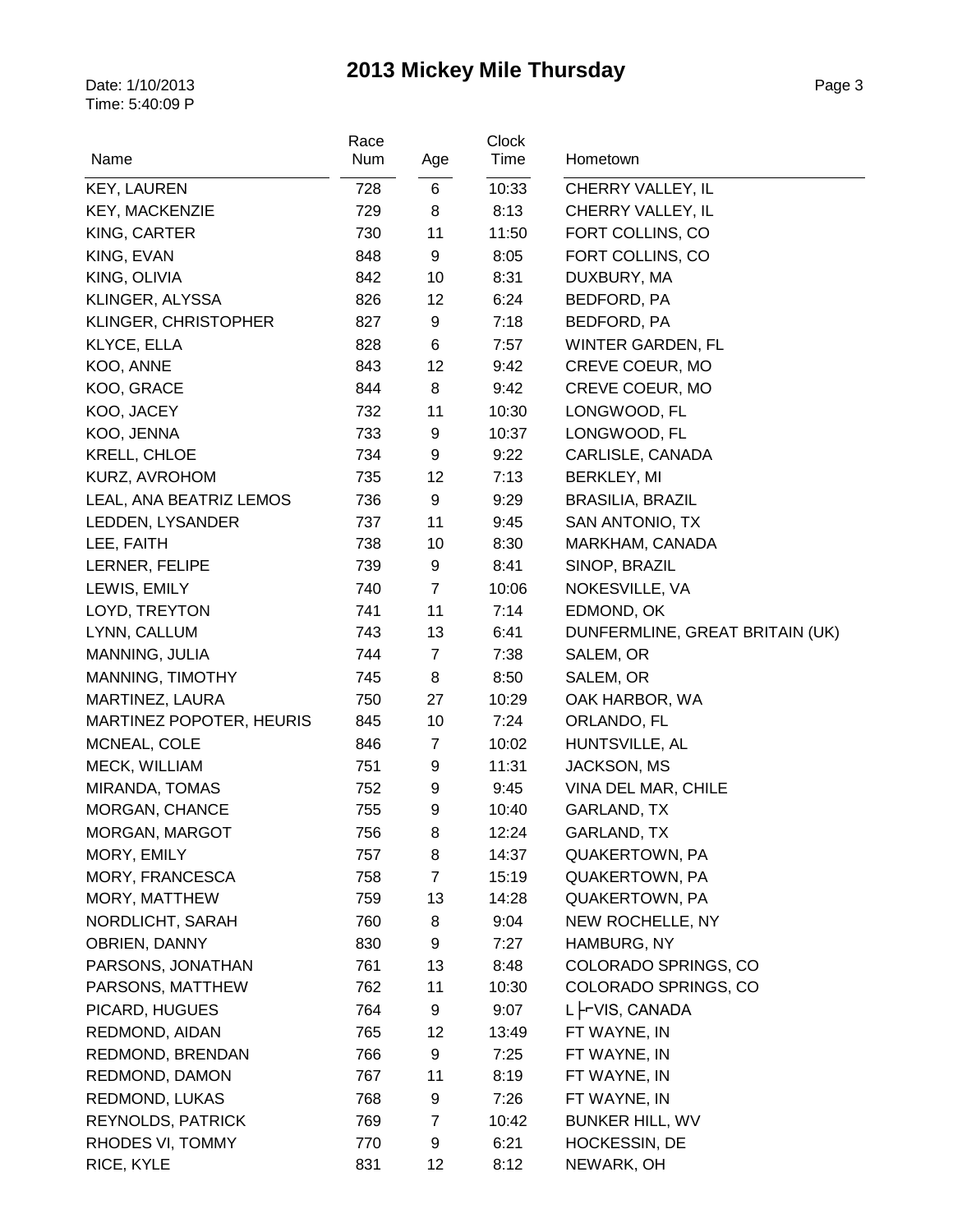# 2013 Mickey Mile Thursday

Date: 1/10/2013
Time: 5:40:09 P

| Name | Race Num | Age | Clock Time | Hometown |
|---|---|---|---|---|
| KEY, LAUREN | 728 | 6 | 10:33 | CHERRY VALLEY, IL |
| KEY, MACKENZIE | 729 | 8 | 8:13 | CHERRY VALLEY, IL |
| KING, CARTER | 730 | 11 | 11:50 | FORT COLLINS, CO |
| KING, EVAN | 848 | 9 | 8:05 | FORT COLLINS, CO |
| KING, OLIVIA | 842 | 10 | 8:31 | DUXBURY, MA |
| KLINGER, ALYSSA | 826 | 12 | 6:24 | BEDFORD, PA |
| KLINGER, CHRISTOPHER | 827 | 9 | 7:18 | BEDFORD, PA |
| KLYCE, ELLA | 828 | 6 | 7:57 | WINTER GARDEN, FL |
| KOO, ANNE | 843 | 12 | 9:42 | CREVE COEUR, MO |
| KOO, GRACE | 844 | 8 | 9:42 | CREVE COEUR, MO |
| KOO, JACEY | 732 | 11 | 10:30 | LONGWOOD, FL |
| KOO, JENNA | 733 | 9 | 10:37 | LONGWOOD, FL |
| KRELL, CHLOE | 734 | 9 | 9:22 | CARLISLE, CANADA |
| KURZ, AVROHOM | 735 | 12 | 7:13 | BERKLEY, MI |
| LEAL, ANA BEATRIZ LEMOS | 736 | 9 | 9:29 | BRASILIA, BRAZIL |
| LEDDEN, LYSANDER | 737 | 11 | 9:45 | SAN ANTONIO, TX |
| LEE, FAITH | 738 | 10 | 8:30 | MARKHAM, CANADA |
| LERNER, FELIPE | 739 | 9 | 8:41 | SINOP, BRAZIL |
| LEWIS, EMILY | 740 | 7 | 10:06 | NOKESVILLE, VA |
| LOYD, TREYTON | 741 | 11 | 7:14 | EDMOND, OK |
| LYNN, CALLUM | 743 | 13 | 6:41 | DUNFERMLINE, GREAT BRITAIN (UK) |
| MANNING, JULIA | 744 | 7 | 7:38 | SALEM, OR |
| MANNING, TIMOTHY | 745 | 8 | 8:50 | SALEM, OR |
| MARTINEZ, LAURA | 750 | 27 | 10:29 | OAK HARBOR, WA |
| MARTINEZ POPOTER, HEURIS | 845 | 10 | 7:24 | ORLANDO, FL |
| MCNEAL, COLE | 846 | 7 | 10:02 | HUNTSVILLE, AL |
| MECK, WILLIAM | 751 | 9 | 11:31 | JACKSON, MS |
| MIRANDA, TOMAS | 752 | 9 | 9:45 | VINA DEL MAR, CHILE |
| MORGAN, CHANCE | 755 | 9 | 10:40 | GARLAND, TX |
| MORGAN, MARGOT | 756 | 8 | 12:24 | GARLAND, TX |
| MORY, EMILY | 757 | 8 | 14:37 | QUAKERTOWN, PA |
| MORY, FRANCESCA | 758 | 7 | 15:19 | QUAKERTOWN, PA |
| MORY, MATTHEW | 759 | 13 | 14:28 | QUAKERTOWN, PA |
| NORDLICHT, SARAH | 760 | 8 | 9:04 | NEW ROCHELLE, NY |
| OBRIEN, DANNY | 830 | 9 | 7:27 | HAMBURG, NY |
| PARSONS, JONATHAN | 761 | 13 | 8:48 | COLORADO SPRINGS, CO |
| PARSONS, MATTHEW | 762 | 11 | 10:30 | COLORADO SPRINGS, CO |
| PICARD, HUGUES | 764 | 9 | 9:07 | L├VIS, CANADA |
| REDMOND, AIDAN | 765 | 12 | 13:49 | FT WAYNE, IN |
| REDMOND, BRENDAN | 766 | 9 | 7:25 | FT WAYNE, IN |
| REDMOND, DAMON | 767 | 11 | 8:19 | FT WAYNE, IN |
| REDMOND, LUKAS | 768 | 9 | 7:26 | FT WAYNE, IN |
| REYNOLDS, PATRICK | 769 | 7 | 10:42 | BUNKER HILL, WV |
| RHODES VI, TOMMY | 770 | 9 | 6:21 | HOCKESSIN, DE |
| RICE, KYLE | 831 | 12 | 8:12 | NEWARK, OH |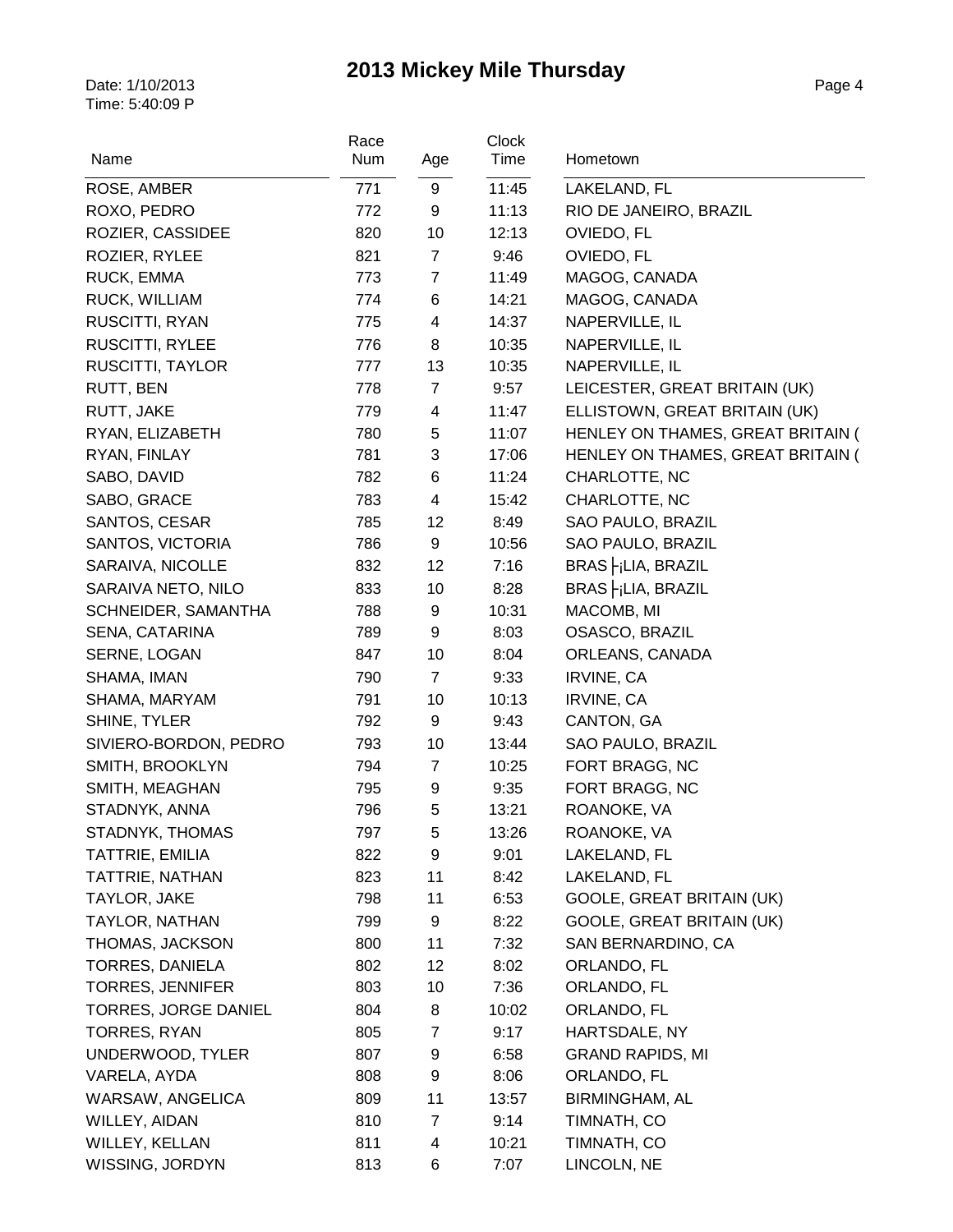# 2013 Mickey Mile Thursday

Date: 1/10/2013
Time: 5:40:09 P

| Name | Race Num | Age | Clock Time | Hometown |
|---|---|---|---|---|
| ROSE, AMBER | 771 | 9 | 11:45 | LAKELAND, FL |
| ROXO, PEDRO | 772 | 9 | 11:13 | RIO DE JANEIRO, BRAZIL |
| ROZIER, CASSIDEE | 820 | 10 | 12:13 | OVIEDO, FL |
| ROZIER, RYLEE | 821 | 7 | 9:46 | OVIEDO, FL |
| RUCK, EMMA | 773 | 7 | 11:49 | MAGOG, CANADA |
| RUCK, WILLIAM | 774 | 6 | 14:21 | MAGOG, CANADA |
| RUSCITTI, RYAN | 775 | 4 | 14:37 | NAPERVILLE, IL |
| RUSCITTI, RYLEE | 776 | 8 | 10:35 | NAPERVILLE, IL |
| RUSCITTI, TAYLOR | 777 | 13 | 10:35 | NAPERVILLE, IL |
| RUTT, BEN | 778 | 7 | 9:57 | LEICESTER, GREAT BRITAIN (UK) |
| RUTT, JAKE | 779 | 4 | 11:47 | ELLISTOWN, GREAT BRITAIN (UK) |
| RYAN, ELIZABETH | 780 | 5 | 11:07 | HENLEY ON THAMES, GREAT BRITAIN ( |
| RYAN, FINLAY | 781 | 3 | 17:06 | HENLEY ON THAMES, GREAT BRITAIN ( |
| SABO, DAVID | 782 | 6 | 11:24 | CHARLOTTE, NC |
| SABO, GRACE | 783 | 4 | 15:42 | CHARLOTTE, NC |
| SANTOS, CESAR | 785 | 12 | 8:49 | SAO PAULO, BRAZIL |
| SANTOS, VICTORIA | 786 | 9 | 10:56 | SAO PAULO, BRAZIL |
| SARAIVA, NICOLLE | 832 | 12 | 7:16 | BRAS├¡LIA, BRAZIL |
| SARAIVA NETO, NILO | 833 | 10 | 8:28 | BRAS├¡LIA, BRAZIL |
| SCHNEIDER, SAMANTHA | 788 | 9 | 10:31 | MACOMB, MI |
| SENA, CATARINA | 789 | 9 | 8:03 | OSASCO, BRAZIL |
| SERNE, LOGAN | 847 | 10 | 8:04 | ORLEANS, CANADA |
| SHAMA, IMAN | 790 | 7 | 9:33 | IRVINE, CA |
| SHAMA, MARYAM | 791 | 10 | 10:13 | IRVINE, CA |
| SHINE, TYLER | 792 | 9 | 9:43 | CANTON, GA |
| SIVIERO-BORDON, PEDRO | 793 | 10 | 13:44 | SAO PAULO, BRAZIL |
| SMITH, BROOKLYN | 794 | 7 | 10:25 | FORT BRAGG, NC |
| SMITH, MEAGHAN | 795 | 9 | 9:35 | FORT BRAGG, NC |
| STADNYK, ANNA | 796 | 5 | 13:21 | ROANOKE, VA |
| STADNYK, THOMAS | 797 | 5 | 13:26 | ROANOKE, VA |
| TATTRIE, EMILIA | 822 | 9 | 9:01 | LAKELAND, FL |
| TATTRIE, NATHAN | 823 | 11 | 8:42 | LAKELAND, FL |
| TAYLOR, JAKE | 798 | 11 | 6:53 | GOOLE, GREAT BRITAIN (UK) |
| TAYLOR, NATHAN | 799 | 9 | 8:22 | GOOLE, GREAT BRITAIN (UK) |
| THOMAS, JACKSON | 800 | 11 | 7:32 | SAN BERNARDINO, CA |
| TORRES, DANIELA | 802 | 12 | 8:02 | ORLANDO, FL |
| TORRES, JENNIFER | 803 | 10 | 7:36 | ORLANDO, FL |
| TORRES, JORGE DANIEL | 804 | 8 | 10:02 | ORLANDO, FL |
| TORRES, RYAN | 805 | 7 | 9:17 | HARTSDALE, NY |
| UNDERWOOD, TYLER | 807 | 9 | 6:58 | GRAND RAPIDS, MI |
| VARELA, AYDA | 808 | 9 | 8:06 | ORLANDO, FL |
| WARSAW, ANGELICA | 809 | 11 | 13:57 | BIRMINGHAM, AL |
| WILLEY, AIDAN | 810 | 7 | 9:14 | TIMNATH, CO |
| WILLEY, KELLAN | 811 | 4 | 10:21 | TIMNATH, CO |
| WISSING, JORDYN | 813 | 6 | 7:07 | LINCOLN, NE |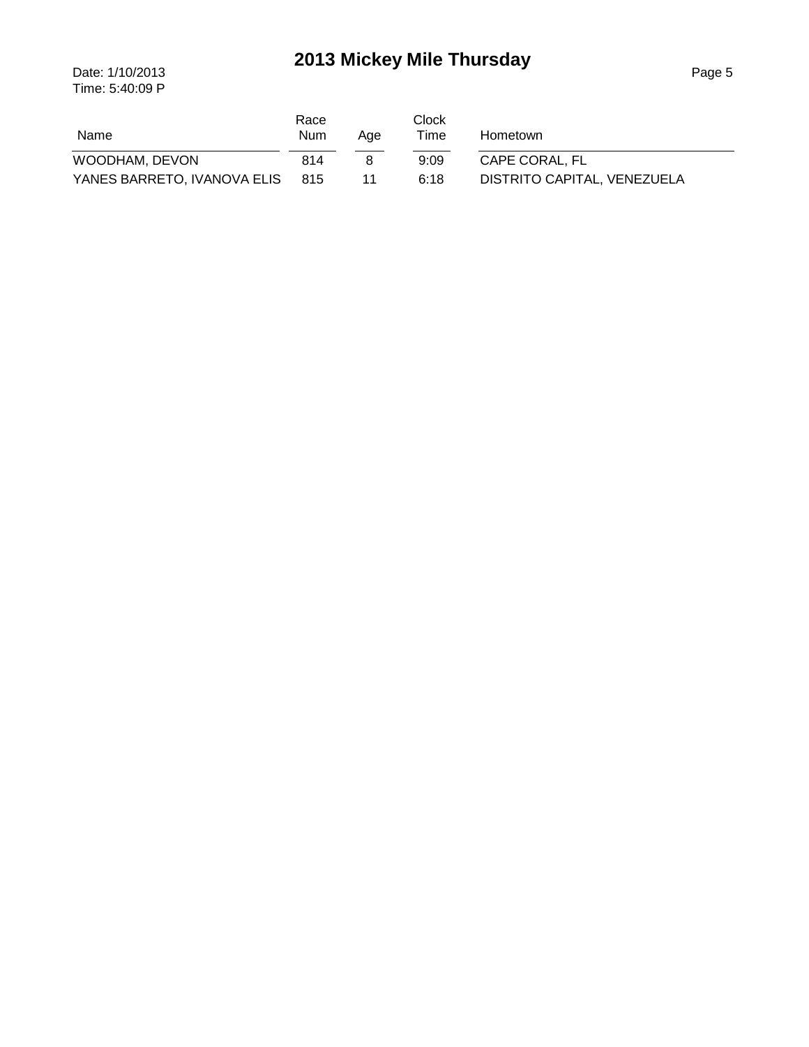# 2013 Mickey Mile Thursday

Date: 1/10/2013
Time: 5:40:09 P

| Name | Race Num | Age | Clock Time | Hometown |
|---|---|---|---|---|
| WOODHAM, DEVON | 814 | 8 | 9:09 | CAPE CORAL, FL |
| YANES BARRETO, IVANOVA ELIS | 815 | 11 | 6:18 | DISTRITO CAPITAL, VENEZUELA |